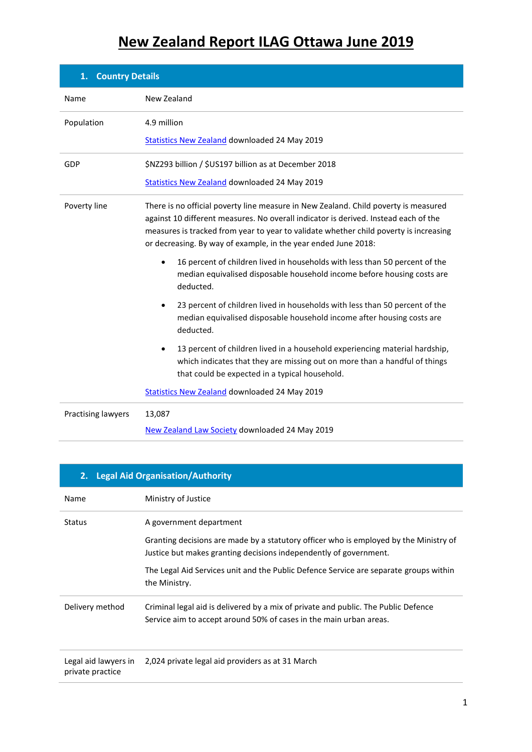# New Zealand Report ILAG Ottawa June 2019

| 1. Country Details | |
|---|---|
| Name | New Zealand |
| Population | 4.9 million<br><br>Statistics New Zealand downloaded 24 May 2019 |
| GDP | $NZ293 billion / $US197 billion as at December 2018<br><br>Statistics New Zealand downloaded 24 May 2019 |
| Poverty line | There is no official poverty line measure in New Zealand. Child poverty is measured against 10 different measures. No overall indicator is derived. Instead each of the measures is tracked from year to year to validate whether child poverty is increasing or decreasing. By way of example, in the year ended June 2018:<br><br>• 16 percent of children lived in households with less than 50 percent of the median equivalised disposable household income before housing costs are deducted.<br><br>• 23 percent of children lived in households with less than 50 percent of the median equivalised disposable household income after housing costs are deducted.<br><br>• 13 percent of children lived in a household experiencing material hardship, which indicates that they are missing out on more than a handful of things that could be expected in a typical household.<br><br>Statistics New Zealand downloaded 24 May 2019 |
| Practising lawyers | 13,087<br><br>New Zealand Law Society downloaded 24 May 2019 |

| 2. Legal Aid Organisation/Authority | |
|---|---|
| Name | Ministry of Justice |
| Status | A government department<br><br>Granting decisions are made by a statutory officer who is employed by the Ministry of Justice but makes granting decisions independently of government.<br><br>The Legal Aid Services unit and the Public Defence Service are separate groups within the Ministry. |
| Delivery method | Criminal legal aid is delivered by a mix of private and public. The Public Defence Service aim to accept around 50% of cases in the main urban areas. |
| Legal aid lawyers in private practice | 2,024 private legal aid providers as at 31 March |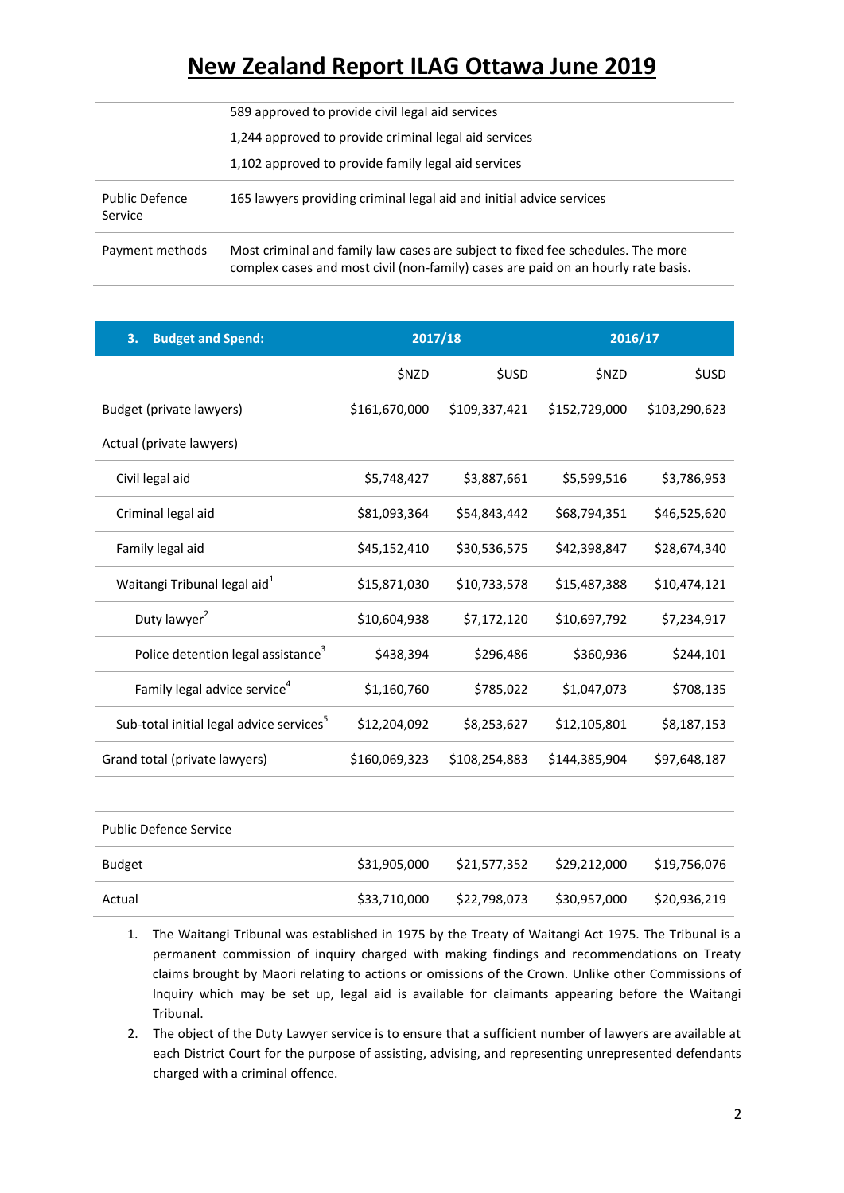# New Zealand Report ILAG Ottawa June 2019

| | |
|---|---|
| | 589 approved to provide civil legal aid services<br>1,244 approved to provide criminal legal aid services<br>1,102 approved to provide family legal aid services |
| Public Defence Service | 165 lawyers providing criminal legal aid and initial advice services |
| Payment methods | Most criminal and family law cases are subject to fixed fee schedules. The more complex cases and most civil (non-family) cases are paid on an hourly rate basis. |

| 3. **Budget and Spend:** | **2017/18** | | **2016/17** | |
|---|---|---|---|---|
| | $NZD | $USD | $NZD | $USD |
| Budget (private lawyers) | $161,670,000 | $109,337,421 | $152,729,000 | $103,290,623 |
| Actual (private lawyers) | | | | |
| Civil legal aid | $5,748,427 | $3,887,661 | $5,599,516 | $3,786,953 |
| Criminal legal aid | $81,093,364 | $54,843,442 | $68,794,351 | $46,525,620 |
| Family legal aid | $45,152,410 | $30,536,575 | $42,398,847 | $28,674,340 |
| Waitangi Tribunal legal aid[1] | $15,871,030 | $10,733,578 | $15,487,388 | $10,474,121 |
| Duty lawyer[2] | $10,604,938 | $7,172,120 | $10,697,792 | $7,234,917 |
| Police detention legal assistance[3] | $438,394 | $296,486 | $360,936 | $244,101 |
| Family legal advice service[4] | $1,160,760 | $785,022 | $1,047,073 | $708,135 |
| Sub-total initial legal advice services[5] | $12,204,092 | $8,253,627 | $12,105,801 | $8,187,153 |
| Grand total (private lawyers) | $160,069,323 | $108,254,883 | $144,385,904 | $97,648,187 |
| | | | | |
| Public Defence Service | | | | |
| Budget | $31,905,000 | $21,577,352 | $29,212,000 | $19,756,076 |
| Actual | $33,710,000 | $22,798,073 | $30,957,000 | $20,936,219 |

1. The Waitangi Tribunal was established in 1975 by the Treaty of Waitangi Act 1975. The Tribunal is a permanent commission of inquiry charged with making findings and recommendations on Treaty claims brought by Maori relating to actions or omissions of the Crown. Unlike other Commissions of Inquiry which may be set up, legal aid is available for claimants appearing before the Waitangi Tribunal.
2. The object of the Duty Lawyer service is to ensure that a sufficient number of lawyers are available at each District Court for the purpose of assisting, advising, and representing unrepresented defendants charged with a criminal offence.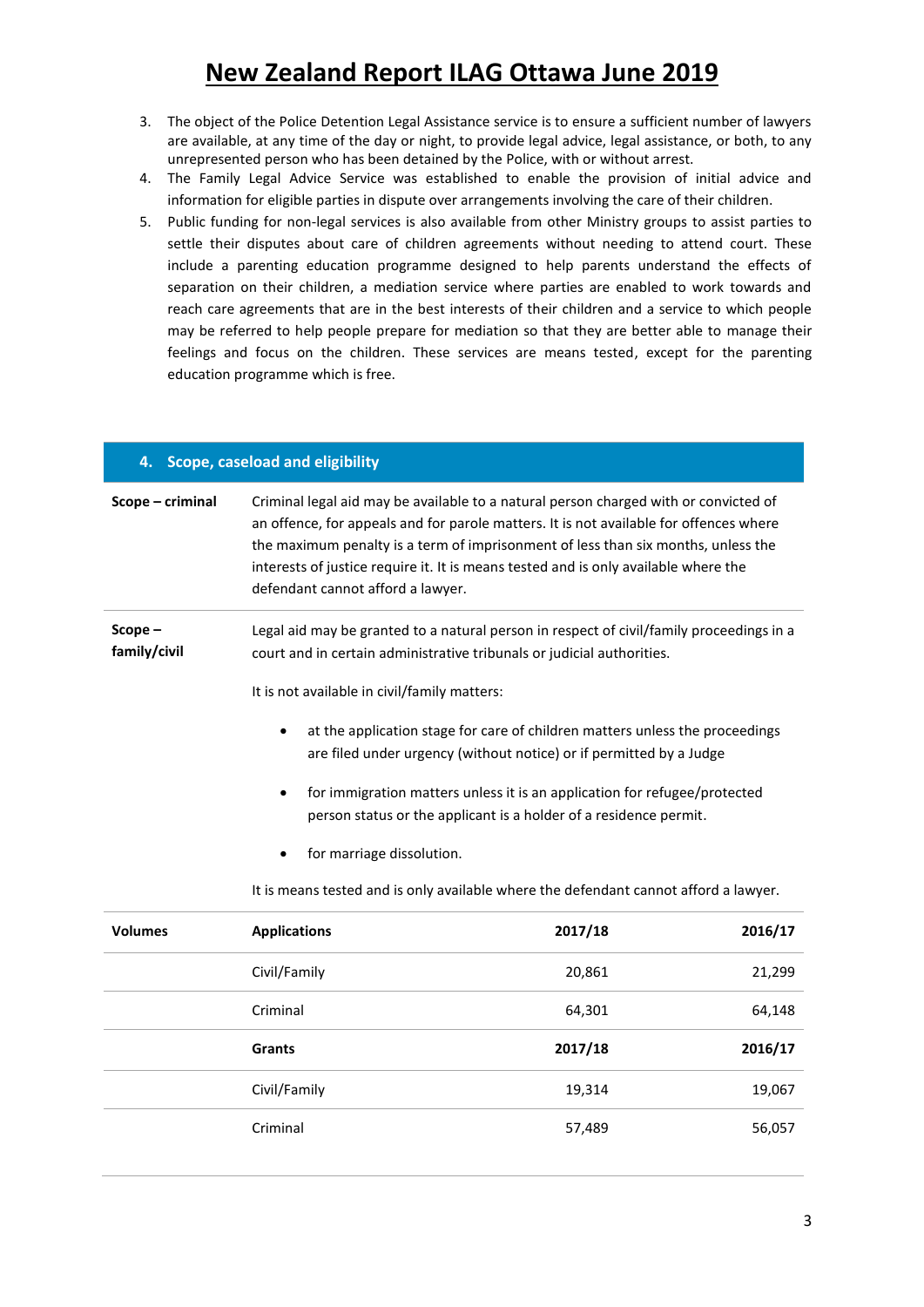3. The object of the Police Detention Legal Assistance service is to ensure a sufficient number of lawyers are available, at any time of the day or night, to provide legal advice, legal assistance, or both, to any unrepresented person who has been detained by the Police, with or without arrest.
4. The Family Legal Advice Service was established to enable the provision of initial advice and information for eligible parties in dispute over arrangements involving the care of their children.
5. Public funding for non-legal services is also available from other Ministry groups to assist parties to settle their disputes about care of children agreements without needing to attend court. These include a parenting education programme designed to help parents understand the effects of separation on their children, a mediation service where parties are enabled to work towards and reach care agreements that are in the best interests of their children and a service to which people may be referred to help people prepare for mediation so that they are better able to manage their feelings and focus on the children. These services are means tested, except for the parenting education programme which is free.

## 4. Scope, caseload and eligibility

**Scope – criminal**

Criminal legal aid may be available to a natural person charged with or convicted of an offence, for appeals and for parole matters. It is not available for offences where the maximum penalty is a term of imprisonment of less than six months, unless the interests of justice require it. It is means tested and is only available where the defendant cannot afford a lawyer.

**Scope – family/civil**

Legal aid may be granted to a natural person in respect of civil/family proceedings in a court and in certain administrative tribunals or judicial authorities.

It is not available in civil/family matters:

- at the application stage for care of children matters unless the proceedings are filed under urgency (without notice) or if permitted by a Judge
- for immigration matters unless it is an application for refugee/protected person status or the applicant is a holder of a residence permit.
- for marriage dissolution.

It is means tested and is only available where the defendant cannot afford a lawyer.

| Volumes | Applications | 2017/18 | 2016/17 |
|---|---|---|---|
| | Civil/Family | 20,861 | 21,299 |
| | Criminal | 64,301 | 64,148 |
| | **Grants** | **2017/18** | **2016/17** |
| | Civil/Family | 19,314 | 19,067 |
| | Criminal | 57,489 | 56,057 |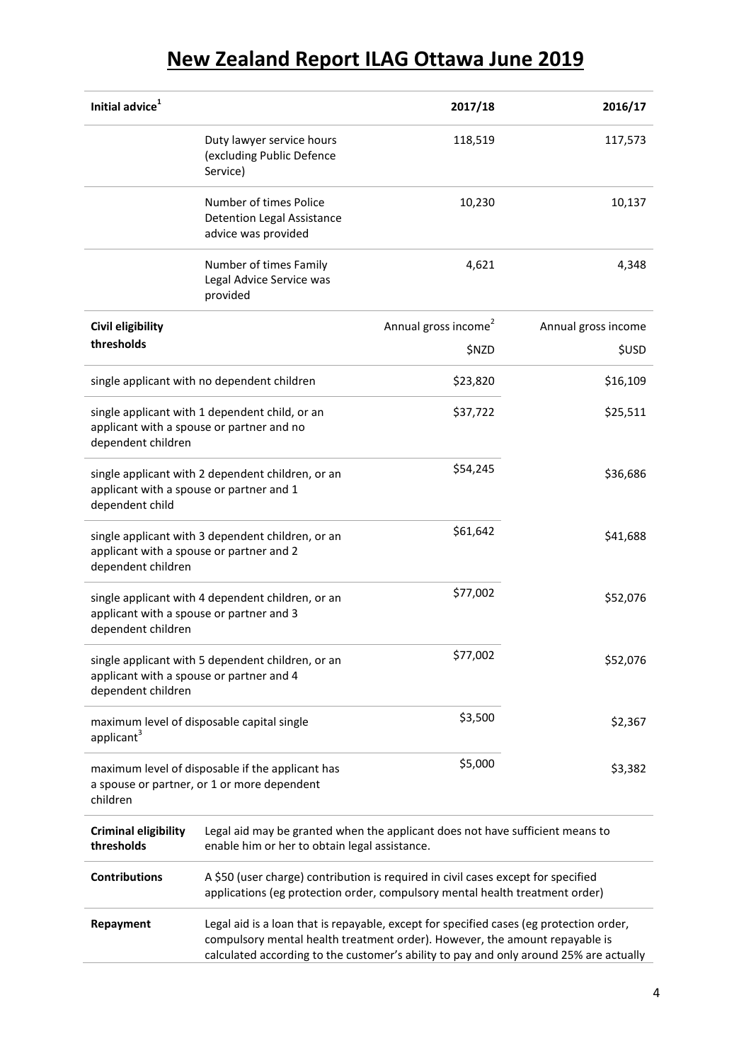# New Zealand Report ILAG Ottawa June 2019

| Initial advice[1] | | 2017/18 | 2016/17 |
|---|---|---|---|
| | Duty lawyer service hours (excluding Public Defence Service) | 118,519 | 117,573 |
| | Number of times Police Detention Legal Assistance advice was provided | 10,230 | 10,137 |
| | Number of times Family Legal Advice Service was provided | 4,621 | 4,348 |

| Civil eligibility thresholds | Annual gross income[2] $NZD | Annual gross income $USD |
|---|---|---|
| single applicant with no dependent children | $23,820 | $16,109 |
| single applicant with 1 dependent child, or an applicant with a spouse or partner and no dependent children | $37,722 | $25,511 |
| single applicant with 2 dependent children, or an applicant with a spouse or partner and 1 dependent child | $54,245 | $36,686 |
| single applicant with 3 dependent children, or an applicant with a spouse or partner and 2 dependent children | $61,642 | $41,688 |
| single applicant with 4 dependent children, or an applicant with a spouse or partner and 3 dependent children | $77,002 | $52,076 |
| single applicant with 5 dependent children, or an applicant with a spouse or partner and 4 dependent children | $77,002 | $52,076 |
| maximum level of disposable capital single applicant[3] | $3,500 | $2,367 |
| maximum level of disposable if the applicant has a spouse or partner, or 1 or more dependent children | $5,000 | $3,382 |

| | |
|---|---|
| **Criminal eligibility thresholds** | Legal aid may be granted when the applicant does not have sufficient means to enable him or her to obtain legal assistance. |
| **Contributions** | A $50 (user charge) contribution is required in civil cases except for specified applications (eg protection order, compulsory mental health treatment order) |
| **Repayment** | Legal aid is a loan that is repayable, except for specified cases (eg protection order, compulsory mental health treatment order). However, the amount repayable is calculated according to the customer's ability to pay and only around 25% are actually |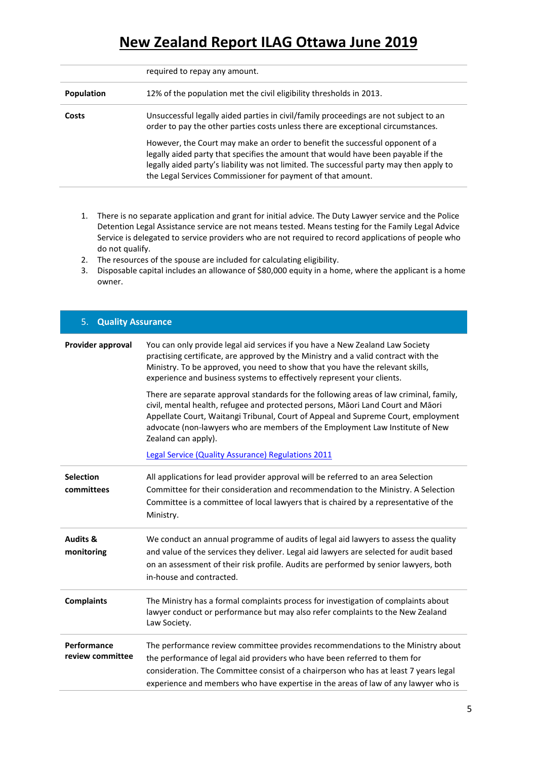| | |
|---|---|
| | required to repay any amount. |
| **Population** | 12% of the population met the civil eligibility thresholds in 2013. |
| **Costs** | Unsuccessful legally aided parties in civil/family proceedings are not subject to an order to pay the other parties costs unless there are exceptional circumstances.<br><br>However, the Court may make an order to benefit the successful opponent of a legally aided party that specifies the amount that would have been payable if the legally aided party's liability was not limited. The successful party may then apply to the Legal Services Commissioner for payment of that amount. |

1. There is no separate application and grant for initial advice. The Duty Lawyer service and the Police Detention Legal Assistance service are not means tested. Means testing for the Family Legal Advice Service is delegated to service providers who are not required to record applications of people who do not qualify.
2. The resources of the spouse are included for calculating eligibility.
3. Disposable capital includes an allowance of $80,000 equity in a home, where the applicant is a home owner.

## 5. Quality Assurance

| | |
|---|---|
| **Provider approval** | You can only provide legal aid services if you have a New Zealand Law Society practising certificate, are approved by the Ministry and a valid contract with the Ministry. To be approved, you need to show that you have the relevant skills, experience and business systems to effectively represent your clients.<br><br>There are separate approval standards for the following areas of law criminal, family, civil, mental health, refugee and protected persons, Māori Land Court and Māori Appellate Court, Waitangi Tribunal, Court of Appeal and Supreme Court, employment advocate (non-lawyers who are members of the Employment Law Institute of New Zealand can apply).<br><br>Legal Service (Quality Assurance) Regulations 2011 |
| **Selection committees** | All applications for lead provider approval will be referred to an area Selection Committee for their consideration and recommendation to the Ministry. A Selection Committee is a committee of local lawyers that is chaired by a representative of the Ministry. |
| **Audits & monitoring** | We conduct an annual programme of audits of legal aid lawyers to assess the quality and value of the services they deliver. Legal aid lawyers are selected for audit based on an assessment of their risk profile. Audits are performed by senior lawyers, both in-house and contracted. |
| **Complaints** | The Ministry has a formal complaints process for investigation of complaints about lawyer conduct or performance but may also refer complaints to the New Zealand Law Society. |
| **Performance review committee** | The performance review committee provides recommendations to the Ministry about the performance of legal aid providers who have been referred to them for consideration. The Committee consist of a chairperson who has at least 7 years legal experience and members who have expertise in the areas of law of any lawyer who is |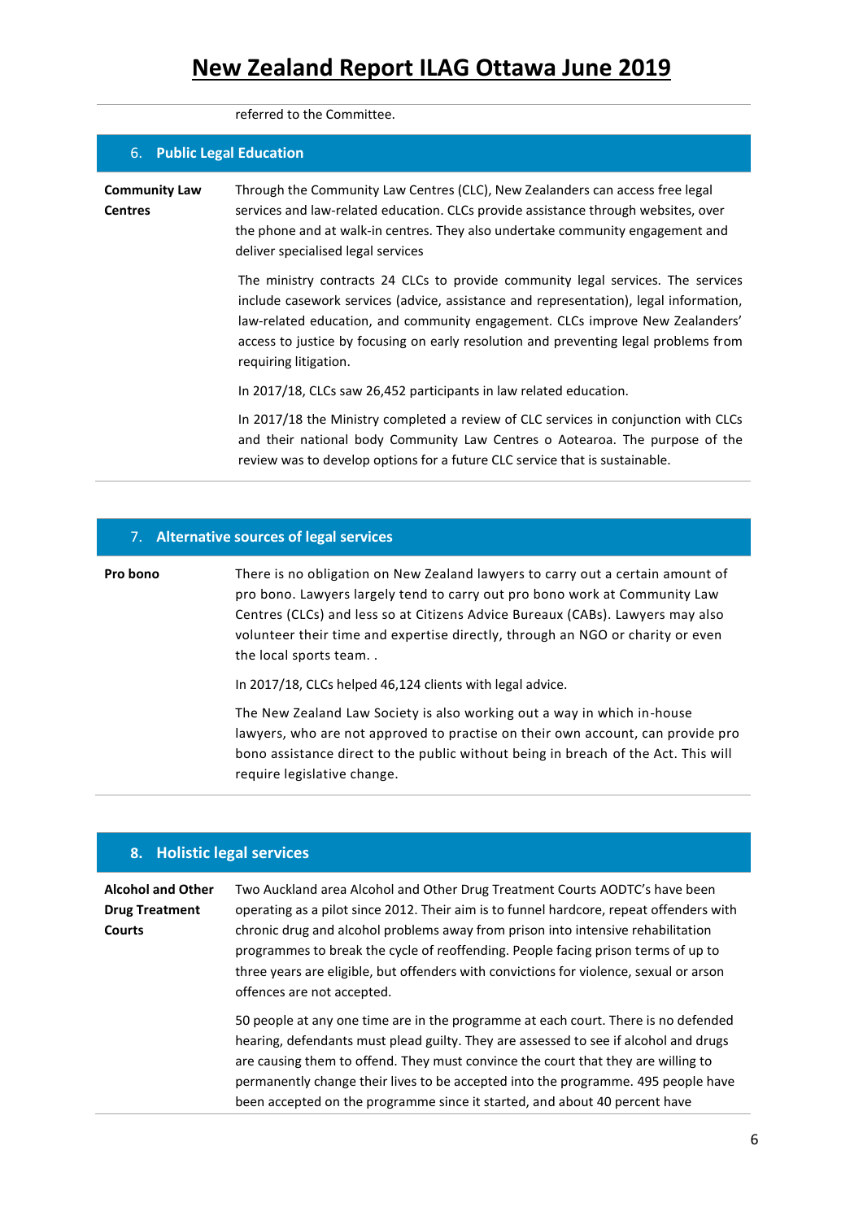referred to the Committee.

## 6. Public Legal Education

**Community Law Centres**

Through the Community Law Centres (CLC), New Zealanders can access free legal services and law-related education. CLCs provide assistance through websites, over the phone and at walk-in centres. They also undertake community engagement and deliver specialised legal services

The ministry contracts 24 CLCs to provide community legal services. The services include casework services (advice, assistance and representation), legal information, law-related education, and community engagement. CLCs improve New Zealanders' access to justice by focusing on early resolution and preventing legal problems from requiring litigation.

In 2017/18, CLCs saw 26,452 participants in law related education.

In 2017/18 the Ministry completed a review of CLC services in conjunction with CLCs and their national body Community Law Centres o Aotearoa. The purpose of the review was to develop options for a future CLC service that is sustainable.

## 7. Alternative sources of legal services

**Pro bono**

There is no obligation on New Zealand lawyers to carry out a certain amount of pro bono. Lawyers largely tend to carry out pro bono work at Community Law Centres (CLCs) and less so at Citizens Advice Bureaux (CABs). Lawyers may also volunteer their time and expertise directly, through an NGO or charity or even the local sports team. .

In 2017/18, CLCs helped 46,124 clients with legal advice.

The New Zealand Law Society is also working out a way in which in-house lawyers, who are not approved to practise on their own account, can provide pro bono assistance direct to the public without being in breach of the Act. This will require legislative change.

## 8. Holistic legal services

**Alcohol and Other Drug Treatment Courts**

Two Auckland area Alcohol and Other Drug Treatment Courts AODTC's have been operating as a pilot since 2012. Their aim is to funnel hardcore, repeat offenders with chronic drug and alcohol problems away from prison into intensive rehabilitation programmes to break the cycle of reoffending. People facing prison terms of up to three years are eligible, but offenders with convictions for violence, sexual or arson offences are not accepted.

50 people at any one time are in the programme at each court. There is no defended hearing, defendants must plead guilty. They are assessed to see if alcohol and drugs are causing them to offend. They must convince the court that they are willing to permanently change their lives to be accepted into the programme. 495 people have been accepted on the programme since it started, and about 40 percent have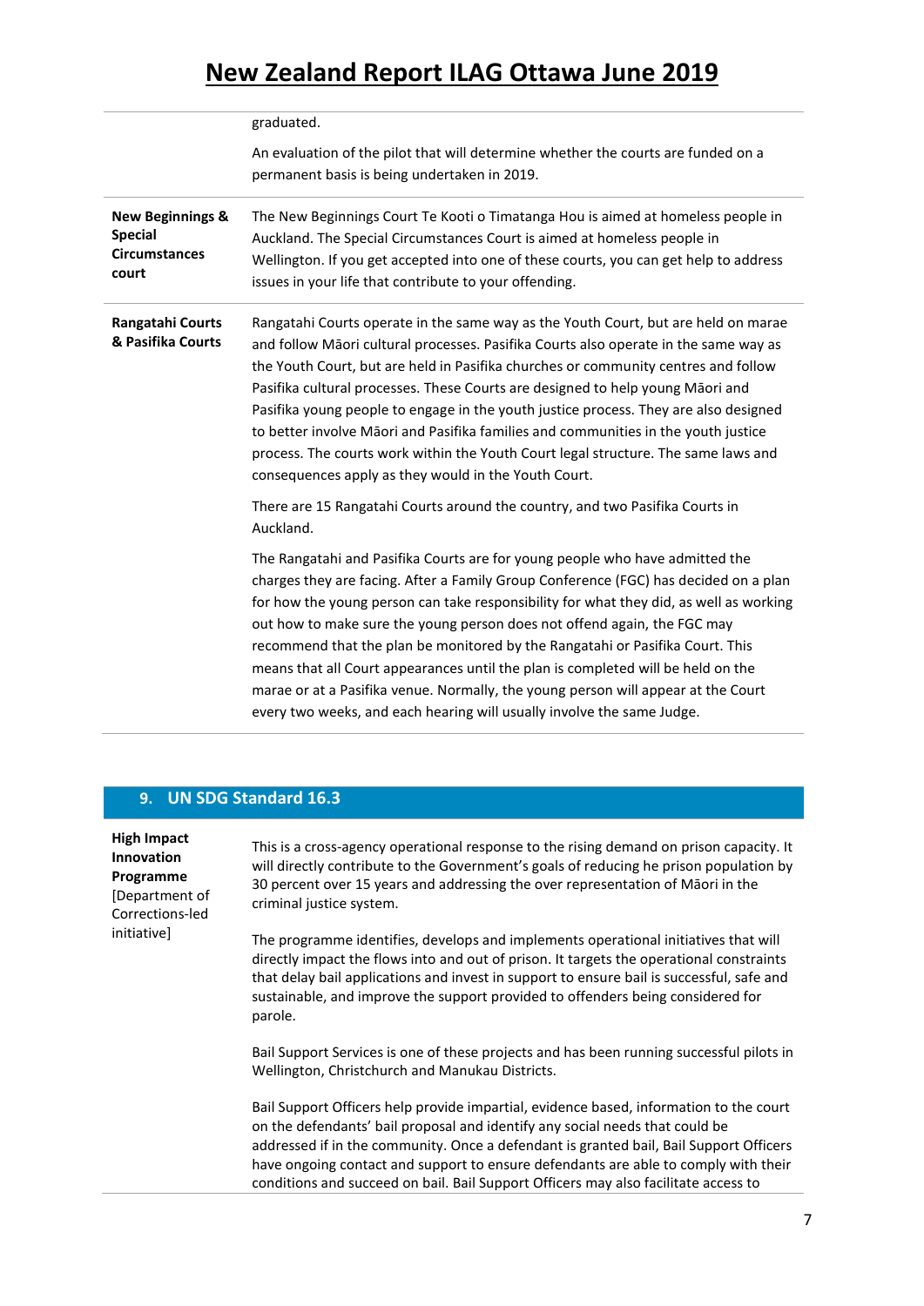| | |
|---|---|
| | graduated.<br><br>An evaluation of the pilot that will determine whether the courts are funded on a permanent basis is being undertaken in 2019. |
| **New Beginnings & Special Circumstances court** | The New Beginnings Court Te Kooti o Timatanga Hou is aimed at homeless people in Auckland. The Special Circumstances Court is aimed at homeless people in Wellington. If you get accepted into one of these courts, you can get help to address issues in your life that contribute to your offending. |
| **Rangatahi Courts & Pasifika Courts** | Rangatahi Courts operate in the same way as the Youth Court, but are held on marae and follow Māori cultural processes. Pasifika Courts also operate in the same way as the Youth Court, but are held in Pasifika churches or community centres and follow Pasifika cultural processes. These Courts are designed to help young Māori and Pasifika young people to engage in the youth justice process. They are also designed to better involve Māori and Pasifika families and communities in the youth justice process. The courts work within the Youth Court legal structure. The same laws and consequences apply as they would in the Youth Court.<br><br>There are 15 Rangatahi Courts around the country, and two Pasifika Courts in Auckland.<br><br>The Rangatahi and Pasifika Courts are for young people who have admitted the charges they are facing. After a Family Group Conference (FGC) has decided on a plan for how the young person can take responsibility for what they did, as well as working out how to make sure the young person does not offend again, the FGC may recommend that the plan be monitored by the Rangatahi or Pasifika Court. This means that all Court appearances until the plan is completed will be held on the marae or at a Pasifika venue. Normally, the young person will appear at the Court every two weeks, and each hearing will usually involve the same Judge. |

## 9. UN SDG Standard 16.3

| | |
|---|---|
| **High Impact Innovation Programme** [Department of Corrections-led initiative] | This is a cross-agency operational response to the rising demand on prison capacity. It will directly contribute to the Government's goals of reducing he prison population by 30 percent over 15 years and addressing the over representation of Māori in the criminal justice system.<br><br>The programme identifies, develops and implements operational initiatives that will directly impact the flows into and out of prison. It targets the operational constraints that delay bail applications and invest in support to ensure bail is successful, safe and sustainable, and improve the support provided to offenders being considered for parole.<br><br>Bail Support Services is one of these projects and has been running successful pilots in Wellington, Christchurch and Manukau Districts.<br><br>Bail Support Officers help provide impartial, evidence based, information to the court on the defendants' bail proposal and identify any social needs that could be addressed if in the community. Once a defendant is granted bail, Bail Support Officers have ongoing contact and support to ensure defendants are able to comply with their conditions and succeed on bail. Bail Support Officers may also facilitate access to |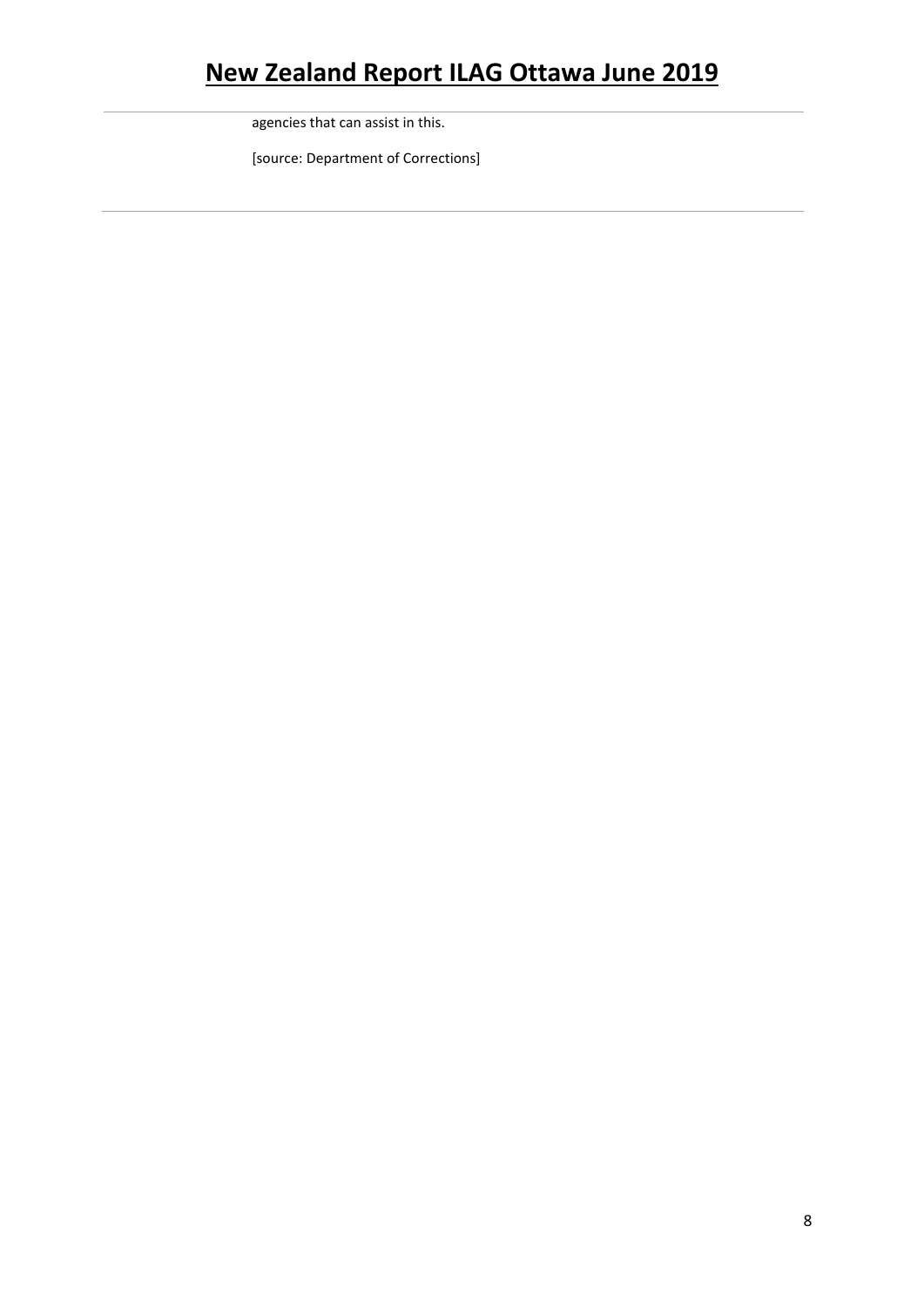agencies that can assist in this.

[source: Department of Corrections]